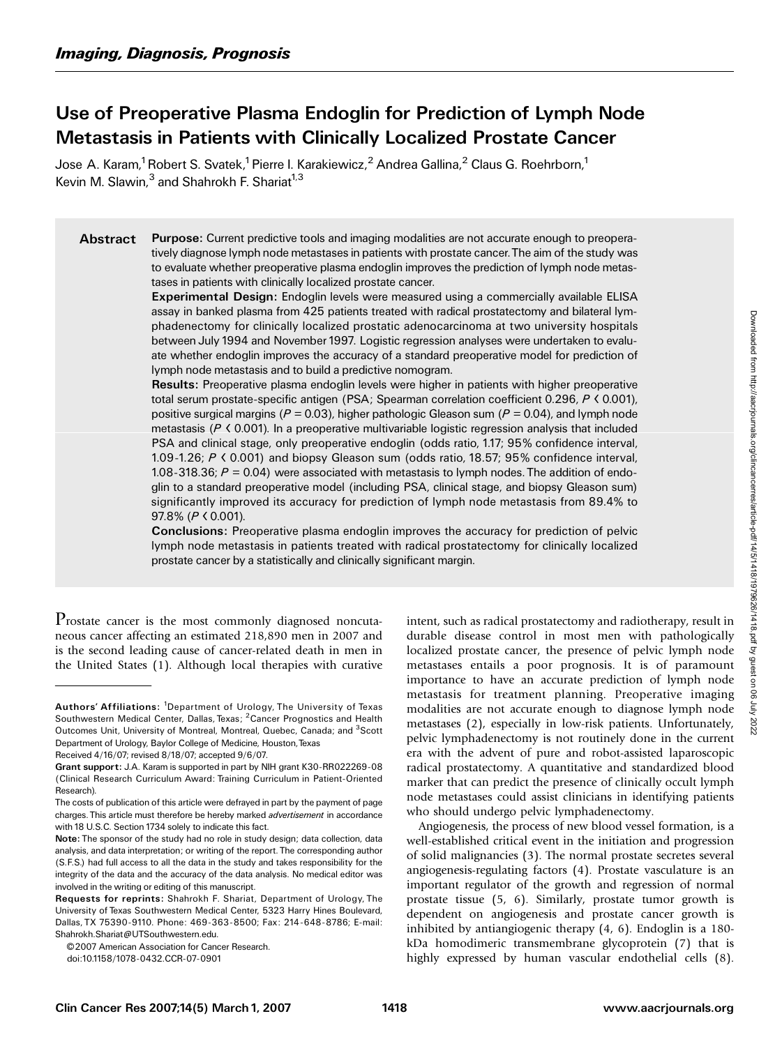Imaging, Diagnosis, Prognosis

# Use of Preoperative Plasma Endoglin for Prediction of Lymph Node Metastasis in Patients with Clinically Localized Prostate Cancer

Jose A. Karam,[1] Robert S. Svatek,[1] Pierre I. Karakiewicz,[2] Andrea Gallina,[2] Claus G. Roehrborn,[1] Kevin M. Slawin,[3] and Shahrokh F. Shariat[1,3]

## Abstract

**Purpose:** Current predictive tools and imaging modalities are not accurate enough to preoperatively diagnose lymph node metastases in patients with prostate cancer. The aim of the study was to evaluate whether preoperative plasma endoglin improves the prediction of lymph node metastases in patients with clinically localized prostate cancer.

**Experimental Design:** Endoglin levels were measured using a commercially available ELISA assay in banked plasma from 425 patients treated with radical prostatectomy and bilateral lymphadenectomy for clinically localized prostatic adenocarcinoma at two university hospitals between July 1994 and November 1997. Logistic regression analyses were undertaken to evaluate whether endoglin improves the accuracy of a standard preoperative model for prediction of lymph node metastasis and to build a predictive nomogram.

**Results:** Preoperative plasma endoglin levels were higher in patients with higher preoperative total serum prostate-specific antigen (PSA; Spearman correlation coefficient 0.296, $P < 0.001$), positive surgical margins ($P = 0.03$), higher pathologic Gleason sum ($P = 0.04$), and lymph node metastasis ($P < 0.001$). In a preoperative multivariable logistic regression analysis that included PSA and clinical stage, only preoperative endoglin (odds ratio, 1.17; 95% confidence interval, 1.09-1.26; $P < 0.001$) and biopsy Gleason sum (odds ratio, 18.57; 95% confidence interval, 1.08-318.36; $P = 0.04$) were associated with metastasis to lymph nodes. The addition of endoglin to a standard preoperative model (including PSA, clinical stage, and biopsy Gleason sum) significantly improved its accuracy for prediction of lymph node metastasis from 89.4% to 97.8% ($P < 0.001$).

**Conclusions:** Preoperative plasma endoglin improves the accuracy for prediction of pelvic lymph node metastasis in patients treated with radical prostatectomy for clinically localized prostate cancer by a statistically and clinically significant margin.

Prostate cancer is the most commonly diagnosed noncutaneous cancer affecting an estimated 218,890 men in 2007 and is the second leading cause of cancer-related death in men in the United States (1). Although local therapies with curative intent, such as radical prostatectomy and radiotherapy, result in durable disease control in most men with pathologically localized prostate cancer, the presence of pelvic lymph node metastases entails a poor prognosis. It is of paramount importance to have an accurate prediction of lymph node metastasis for treatment planning. Preoperative imaging modalities are not accurate enough to diagnose lymph node metastases (2), especially in low-risk patients. Unfortunately, pelvic lymphadenectomy is not routinely done in the current era with the advent of pure and robot-assisted laparoscopic radical prostatectomy. A quantitative and standardized blood marker that can predict the presence of clinically occult lymph node metastases could assist clinicians in identifying patients who should undergo pelvic lymphadenectomy.

Angiogenesis, the process of new blood vessel formation, is a well-established critical event in the initiation and progression of solid malignancies (3). The normal prostate secretes several angiogenesis-regulating factors (4). Prostate vasculature is an important regulator of the growth and regression of normal prostate tissue (5, 6). Similarly, prostate tumor growth is dependent on angiogenesis and prostate cancer growth is inhibited by antiangiogenic therapy (4, 6). Endoglin is a 180-kDa homodimeric transmembrane glycoprotein (7) that is highly expressed by human vascular endothelial cells (8).

---

**Authors' Affiliations:** [1]Department of Urology, The University of Texas Southwestern Medical Center, Dallas, Texas; [2]Cancer Prognostics and Health Outcomes Unit, University of Montreal, Montreal, Quebec, Canada; and [3]Scott Department of Urology, Baylor College of Medicine, Houston, Texas

Received 4/16/07; revised 8/18/07; accepted 9/6/07.

**Grant support:** J.A. Karam is supported in part by NIH grant K30-RR022269-08 (Clinical Research Curriculum Award: Training Curriculum in Patient-Oriented Research).

The costs of publication of this article were defrayed in part by the payment of page charges. This article must therefore be hereby marked *advertisement* in accordance with 18 U.S.C. Section 1734 solely to indicate this fact.

**Note:** The sponsor of the study had no role in study design; data collection, data analysis, and data interpretation; or writing of the report. The corresponding author (S.F.S.) had full access to all the data in the study and takes responsibility for the integrity of the data and the accuracy of the data analysis. No medical editor was involved in the writing or editing of this manuscript.

**Requests for reprints:** Shahrokh F. Shariat, Department of Urology, The University of Texas Southwestern Medical Center, 5323 Harry Hines Boulevard, Dallas, TX 75390-9110. Phone: 469-363-8500; Fax: 214-648-8786; E-mail: Shahrokh.Shariat@UTSouthwestern.edu.

©2007 American Association for Cancer Research.

doi:10.1158/1078-0432.CCR-07-0901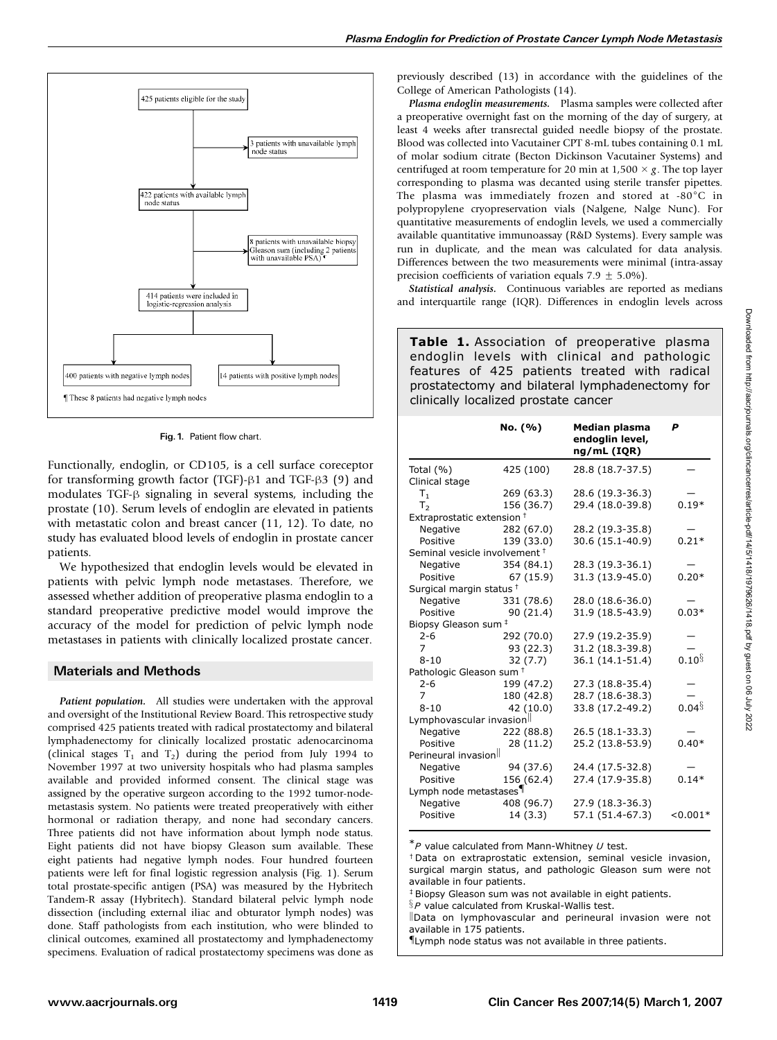425 patients eligible for the study

3 patients with unavailable lymph node status

422 patients with available lymph node status

8 patients with unavailable biopsy Gleason sum (including 2 patients with unavailable PSA)¶

414 patients were included in logistic-regression analysis

400 patients with negative lymph nodes

14 patients with positive lymph nodes

¶ These 8 patients had negative lymph nodes

**Fig. 1.** Patient flow chart.

Functionally, endoglin, or CD105, is a cell surface coreceptor for transforming growth factor (TGF)-β1 and TGF-β3 (9) and modulates TGF-β signaling in several systems, including the prostate (10). Serum levels of endoglin are elevated in patients with metastatic colon and breast cancer (11, 12). To date, no study has evaluated blood levels of endoglin in prostate cancer patients.

We hypothesized that endoglin levels would be elevated in patients with pelvic lymph node metastases. Therefore, we assessed whether addition of preoperative plasma endoglin to a standard preoperative predictive model would improve the accuracy of the model for prediction of pelvic lymph node metastases in patients with clinically localized prostate cancer.

## Materials and Methods

***Patient population.*** All studies were undertaken with the approval and oversight of the Institutional Review Board. This retrospective study comprised 425 patients treated with radical prostatectomy and bilateral lymphadenectomy for clinically localized prostatic adenocarcinoma (clinical stages $T_1$ and $T_2$) during the period from July 1994 to November 1997 at two university hospitals who had plasma samples available and provided informed consent. The clinical stage was assigned by the operative surgeon according to the 1992 tumor-node-metastasis system. No patients were treated preoperatively with either hormonal or radiation therapy, and none had secondary cancers. Three patients did not have information about lymph node status. Eight patients did not have biopsy Gleason sum available. These eight patients had negative lymph nodes. Four hundred fourteen patients were left for final logistic regression analysis (Fig. 1). Serum total prostate-specific antigen (PSA) was measured by the Hybritech Tandem-R assay (Hybritech). Standard bilateral pelvic lymph node dissection (including external iliac and obturator lymph nodes) was done. Staff pathologists from each institution, who were blinded to clinical outcomes, examined all prostatectomy and lymphadenectomy specimens. Evaluation of radical prostatectomy specimens was done as previously described (13) in accordance with the guidelines of the College of American Pathologists (14).

***Plasma endoglin measurements.*** Plasma samples were collected after a preoperative overnight fast on the morning of the day of surgery, at least 4 weeks after transrectal guided needle biopsy of the prostate. Blood was collected into Vacutainer CPT 8-mL tubes containing 0.1 mL of molar sodium citrate (Becton Dickinson Vacutainer Systems) and centrifuged at room temperature for 20 min at 1,500 × *g*. The top layer corresponding to plasma was decanted using sterile transfer pipettes. The plasma was immediately frozen and stored at -80°C in polypropylene cryopreservation vials (Nalgene, Nalge Nunc). For quantitative measurements of endoglin levels, we used a commercially available quantitative immunoassay (R&D Systems). Every sample was run in duplicate, and the mean was calculated for data analysis. Differences between the two measurements were minimal (intra-assay precision coefficients of variation equals 7.9 ± 5.0%).

***Statistical analysis.*** Continuous variables are reported as medians and interquartile range (IQR). Differences in endoglin levels across

**Table 1.** Association of preoperative plasma endoglin levels with clinical and pathologic features of 425 patients treated with radical prostatectomy and bilateral lymphadenectomy for clinically localized prostate cancer

| | No. (%) | Median plasma endoglin level, ng/mL (IQR) | P |
|---|---|---|---|
| Total (%) | 425 (100) | 28.8 (18.7-37.5) | — |
| Clinical stage | | | |
| $T_1$ | 269 (63.3) | 28.6 (19.3-36.3) | — |
| $T_2$ | 156 (36.7) | 29.4 (18.0-39.8) | 0.19* |
| Extraprostatic extension † | | | |
| Negative | 282 (67.0) | 28.2 (19.3-35.8) | — |
| Positive | 139 (33.0) | 30.6 (15.1-40.9) | 0.21* |
| Seminal vesicle involvement † | | | |
| Negative | 354 (84.1) | 28.3 (19.3-36.1) | — |
| Positive | 67 (15.9) | 31.3 (13.9-45.0) | 0.20* |
| Surgical margin status † | | | |
| Negative | 331 (78.6) | 28.0 (18.6-36.0) | — |
| Positive | 90 (21.4) | 31.9 (18.5-43.9) | 0.03* |
| Biopsy Gleason sum ‡ | | | |
| 2-6 | 292 (70.0) | 27.9 (19.2-35.9) | — |
| 7 | 93 (22.3) | 31.2 (18.3-39.8) | — |
| 8-10 | 32 (7.7) | 36.1 (14.1-51.4) | 0.10§ |
| Pathologic Gleason sum † | | | |
| 2-6 | 199 (47.2) | 27.3 (18.8-35.4) | — |
| 7 | 180 (42.8) | 28.7 (18.6-38.3) | — |
| 8-10 | 42 (10.0) | 33.8 (17.2-49.2) | 0.04§ |
| Lymphovascular invasion‖ | | | |
| Negative | 222 (88.8) | 26.5 (18.1-33.3) | — |
| Positive | 28 (11.2) | 25.2 (13.8-53.9) | 0.40* |
| Perineural invasion‖ | | | |
| Negative | 94 (37.6) | 24.4 (17.5-32.8) | — |
| Positive | 156 (62.4) | 27.4 (17.9-35.8) | 0.14* |
| Lymph node metastases¶ | | | |
| Negative | 408 (96.7) | 27.9 (18.3-36.3) | |
| Positive | 14 (3.3) | 57.1 (51.4-67.3) | <0.001* |

*$P$ value calculated from Mann-Whitney $U$ test.

†Data on extraprostatic extension, seminal vesicle invasion, surgical margin status, and pathologic Gleason sum were not available in four patients.

‡Biopsy Gleason sum was not available in eight patients.

§$P$ value calculated from Kruskal-Wallis test.

‖Data on lymphovascular and perineural invasion were not available in 175 patients.

¶Lymph node status was not available in three patients.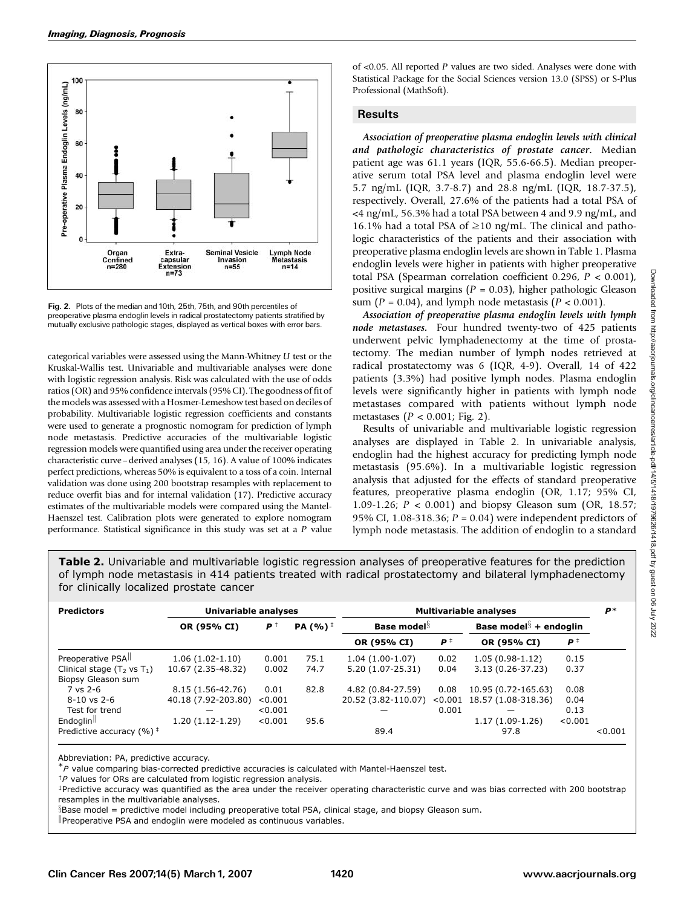Pre-operative Plasma Endoglin Levels (ng/mL)

100
80
60
40
20
0

Organ Confined n=280

Extra-capsular Extension n=73

Seminal Vesicle Invasion n=55

Lymph Node Metastasis n=14

**Fig. 2.** Plots of the median and 10th, 25th, 75th, and 90th percentiles of preoperative plasma endoglin levels in radical prostatectomy patients stratified by mutually exclusive pathologic stages, displayed as vertical boxes with error bars.

categorical variables were assessed using the Mann-Whitney *U* test or the Kruskal-Wallis test. Univariable and multivariable analyses were done with logistic regression analysis. Risk was calculated with the use of odds ratios (OR) and 95% confidence intervals (95% CI). The goodness of fit of the models was assessed with a Hosmer-Lemeshow test based on deciles of probability. Multivariable logistic regression coefficients and constants were used to generate a prognostic nomogram for prediction of lymph node metastasis. Predictive accuracies of the multivariable logistic regression models were quantified using area under the receiver operating characteristic curve–derived analyses (15, 16). A value of 100% indicates perfect predictions, whereas 50% is equivalent to a toss of a coin. Internal validation was done using 200 bootstrap resamples with replacement to reduce overfit bias and for internal validation (17). Predictive accuracy estimates of the multivariable models were compared using the Mantel-Haenszel test. Calibration plots were generated to explore nomogram performance. Statistical significance in this study was set at a *P* value of <0.05. All reported *P* values are two sided. Analyses were done with Statistical Package for the Social Sciences version 13.0 (SPSS) or S-Plus Professional (MathSoft).

## Results

***Association of preoperative plasma endoglin levels with clinical and pathologic characteristics of prostate cancer.*** Median patient age was 61.1 years (IQR, 55.6-66.5). Median preoperative serum total PSA level and plasma endoglin level were 5.7 ng/mL (IQR, 3.7-8.7) and 28.8 ng/mL (IQR, 18.7-37.5), respectively. Overall, 27.6% of the patients had a total PSA of <4 ng/mL, 56.3% had a total PSA between 4 and 9.9 ng/mL, and 16.1% had a total PSA of ≥10 ng/mL. The clinical and pathologic characteristics of the patients and their association with preoperative plasma endoglin levels are shown in Table 1. Plasma endoglin levels were higher in patients with higher preoperative total PSA (Spearman correlation coefficient 0.296, $P < 0.001$), positive surgical margins ($P = 0.03$), higher pathologic Gleason sum ($P = 0.04$), and lymph node metastasis ($P < 0.001$).

***Association of preoperative plasma endoglin levels with lymph node metastases.*** Four hundred twenty-two of 425 patients underwent pelvic lymphadenectomy at the time of prostatectomy. The median number of lymph nodes retrieved at radical prostatectomy was 6 (IQR, 4-9). Overall, 14 of 422 patients (3.3%) had positive lymph nodes. Plasma endoglin levels were significantly higher in patients with lymph node metastases compared with patients without lymph node metastases ($P < 0.001$; Fig. 2).

Results of univariable and multivariable logistic regression analyses are displayed in Table 2. In univariable analysis, endoglin had the highest accuracy for predicting lymph node metastasis (95.6%). In a multivariable logistic regression analysis that adjusted for the effects of standard preoperative features, preoperative plasma endoglin (OR, 1.17; 95% CI, 1.09-1.26; $P < 0.001$) and biopsy Gleason sum (OR, 18.57; 95% CI, 1.08-318.36; $P = 0.04$) were independent predictors of lymph node metastasis. The addition of endoglin to a standard

**Table 2.** Univariable and multivariable logistic regression analyses of preoperative features for the prediction of lymph node metastasis in 414 patients treated with radical prostatectomy and bilateral lymphadenectomy for clinically localized prostate cancer

| Predictors | Univariable analyses | | | Multivariable analyses | | | | $P$* |
|---|---|---|---|---|---|---|---|---|
| | OR (95% CI) | $P$ † | PA (%) ‡ | Base model§ | | Base model§ + endoglin | | |
| | | | | OR (95% CI) | $P$ ‡ | OR (95% CI) | $P$ ‡ | |
| Preoperative PSA‖ | 1.06 (1.02-1.10) | 0.001 | 75.1 | 1.04 (1.00-1.07) | 0.02 | 1.05 (0.98-1.12) | 0.15 | |
| Clinical stage ($T_2$ vs $T_1$) | 10.67 (2.35-48.32) | 0.002 | 74.7 | 5.20 (1.07-25.31) | 0.04 | 3.13 (0.26-37.23) | 0.37 | |
| Biopsy Gleason sum | | | | | | | | |
| 7 vs 2-6 | 8.15 (1.56-42.76) | 0.01 | 82.8 | 4.82 (0.84-27.59) | 0.08 | 10.95 (0.72-165.63) | 0.08 | |
| 8-10 vs 2-6 | 40.18 (7.92-203.80) | <0.001 | | 20.52 (3.82-110.07) | <0.001 | 18.57 (1.08-318.36) | 0.04 | |
| Test for trend | — | <0.001 | | — | 0.001 | — | 0.13 | |
| Endoglin‖ | 1.20 (1.12-1.29) | <0.001 | 95.6 | | | 1.17 (1.09-1.26) | <0.001 | |
| Predictive accuracy (%) ‡ | | | | 89.4 | | 97.8 | | <0.001 |

Abbreviation: PA, predictive accuracy.

*$P$ value comparing bias-corrected predictive accuracies is calculated with Mantel-Haenszel test.

†$P$ values for ORs are calculated from logistic regression analysis.

‡Predictive accuracy was quantified as the area under the receiver operating characteristic curve and was bias corrected with 200 bootstrap resamples in the multivariable analyses.

§Base model = predictive model including preoperative total PSA, clinical stage, and biopsy Gleason sum.

‖Preoperative PSA and endoglin were modeled as continuous variables.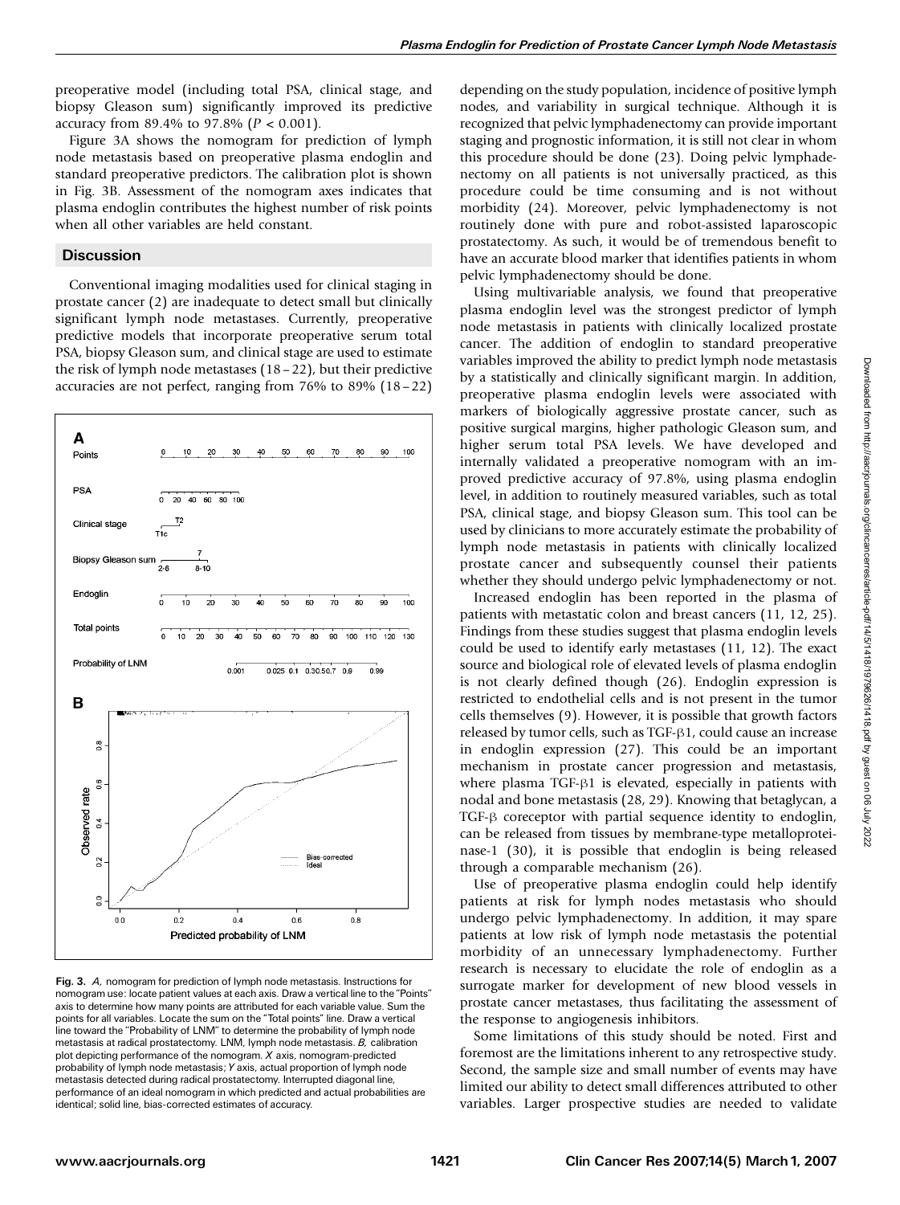preoperative model (including total PSA, clinical stage, and biopsy Gleason sum) significantly improved its predictive accuracy from 89.4% to 97.8% ($P < 0.001$).

Figure 3A shows the nomogram for prediction of lymph node metastasis based on preoperative plasma endoglin and standard preoperative predictors. The calibration plot is shown in Fig. 3B. Assessment of the nomogram axes indicates that plasma endoglin contributes the highest number of risk points when all other variables are held constant.

## Discussion

Conventional imaging modalities used for clinical staging in prostate cancer (2) are inadequate to detect small but clinically significant lymph node metastases. Currently, preoperative predictive models that incorporate preoperative serum total PSA, biopsy Gleason sum, and clinical stage are used to estimate the risk of lymph node metastases (18–22), but their predictive accuracies are not perfect, ranging from 76% to 89% (18–22) depending on the study population, incidence of positive lymph nodes, and variability in surgical technique. Although it is recognized that pelvic lymphadenectomy can provide important staging and prognostic information, it is still not clear in whom this procedure should be done (23). Doing pelvic lymphadenectomy on all patients is not universally practiced, as this procedure could be time consuming and is not without morbidity (24). Moreover, pelvic lymphadenectomy is not routinely done with pure and robot-assisted laparoscopic prostatectomy. As such, it would be of tremendous benefit to have an accurate blood marker that identifies patients in whom pelvic lymphadenectomy should be done.

A

Points 0 10 20 30 40 50 60 70 80 90 100

PSA 0 20 40 60 80 100

Clinical stage T1c T2

Biopsy Gleason sum 2-6 7 8-10

Endoglin 0 10 20 30 40 50 60 70 80 90 100

Total points 0 10 20 30 40 50 60 70 80 90 100 110 120 130

Probability of LNM 0.001 0.025 0.1 0.30.50.7 0.9 0.99

B

Observed rate 0.0 0.2 0.4 0.6 0.8

Predicted probability of LNM 0.0 0.2 0.4 0.6 0.8

Bias-corrected

Ideal

**Fig. 3.** *A,* nomogram for prediction of lymph node metastasis. Instructions for nomogram use: locate patient values at each axis. Draw a vertical line to the "Points" axis to determine how many points are attributed for each variable value. Sum the points for all variables. Locate the sum on the "Total points" line. Draw a vertical line toward the "Probability of LNM" to determine the probability of lymph node metastasis at radical prostatectomy. LNM, lymph node metastasis. *B,* calibration plot depicting performance of the nomogram. *X* axis, nomogram-predicted probability of lymph node metastasis; *Y* axis, actual proportion of lymph node metastasis detected during radical prostatectomy. Interrupted diagonal line, performance of an ideal nomogram in which predicted and actual probabilities are identical; solid line, bias-corrected estimates of accuracy.

Using multivariable analysis, we found that preoperative plasma endoglin level was the strongest predictor of lymph node metastasis in patients with clinically localized prostate cancer. The addition of endoglin to standard preoperative variables improved the ability to predict lymph node metastasis by a statistically and clinically significant margin. In addition, preoperative plasma endoglin levels were associated with markers of biologically aggressive prostate cancer, such as positive surgical margins, higher pathologic Gleason sum, and higher serum total PSA levels. We have developed and internally validated a preoperative nomogram with an improved predictive accuracy of 97.8%, using plasma endoglin level, in addition to routinely measured variables, such as total PSA, clinical stage, and biopsy Gleason sum. This tool can be used by clinicians to more accurately estimate the probability of lymph node metastasis in patients with clinically localized prostate cancer and subsequently counsel their patients whether they should undergo pelvic lymphadenectomy or not.

Increased endoglin has been reported in the plasma of patients with metastatic colon and breast cancers (11, 12, 25). Findings from these studies suggest that plasma endoglin levels could be used to identify early metastases (11, 12). The exact source and biological role of elevated levels of plasma endoglin is not clearly defined though (26). Endoglin expression is restricted to endothelial cells and is not present in the tumor cells themselves (9). However, it is possible that growth factors released by tumor cells, such as TGF-$\beta$1, could cause an increase in endoglin expression (27). This could be an important mechanism in prostate cancer progression and metastasis, where plasma TGF-$\beta$1 is elevated, especially in patients with nodal and bone metastasis (28, 29). Knowing that betaglycan, a TGF-$\beta$ coreceptor with partial sequence identity to endoglin, can be released from tissues by membrane-type metalloproteinase-1 (30), it is possible that endoglin is being released through a comparable mechanism (26).

Use of preoperative plasma endoglin could help identify patients at risk for lymph nodes metastasis who should undergo pelvic lymphadenectomy. In addition, it may spare patients at low risk of lymph node metastasis the potential morbidity of an unnecessary lymphadenectomy. Further research is necessary to elucidate the role of endoglin as a surrogate marker for development of new blood vessels in prostate cancer metastases, thus facilitating the assessment of the response to angiogenesis inhibitors.

Some limitations of this study should be noted. First and foremost are the limitations inherent to any retrospective study. Second, the sample size and small number of events may have limited our ability to detect small differences attributed to other variables. Larger prospective studies are needed to validate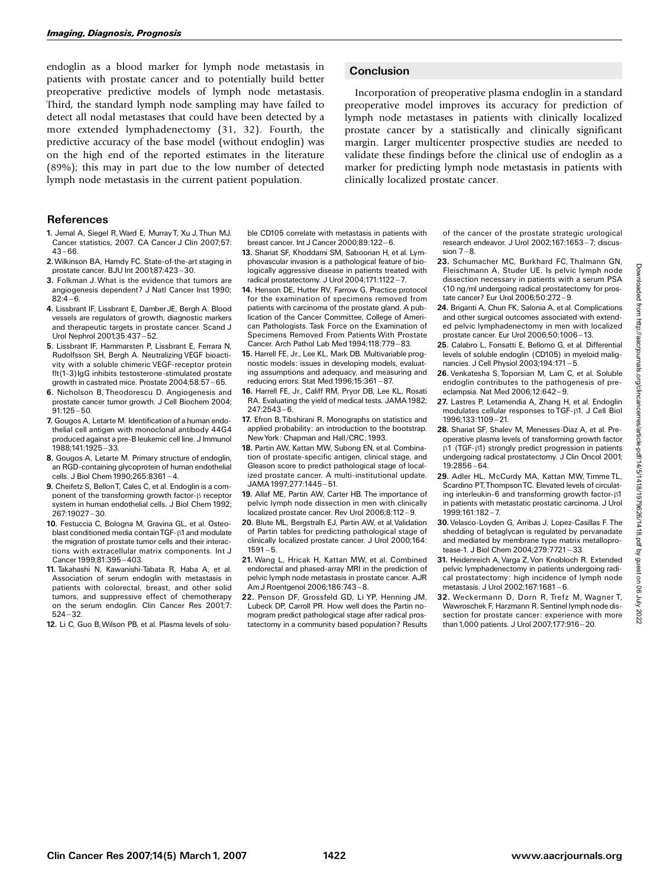endoglin as a blood marker for lymph node metastasis in patients with prostate cancer and to potentially build better preoperative predictive models of lymph node metastasis. Third, the standard lymph node sampling may have failed to detect all nodal metastases that could have been detected by a more extended lymphadenectomy (31, 32). Fourth, the predictive accuracy of the base model (without endoglin) was on the high end of the reported estimates in the literature (89%); this may in part due to the low number of detected lymph node metastasis in the current patient population.

## Conclusion

Incorporation of preoperative plasma endoglin in a standard preoperative model improves its accuracy for prediction of lymph node metastases in patients with clinically localized prostate cancer by a statistically and clinically significant margin. Larger multicenter prospective studies are needed to validate these findings before the clinical use of endoglin as a marker for predicting lymph node metastasis in patients with clinically localized prostate cancer.

## References

1. Jemal A, Siegel R, Ward E, Murray T, Xu J, Thun MJ. Cancer statistics, 2007. CA Cancer J Clin 2007;57:43–66.
2. Wilkinson BA, Hamdy FC. State-of-the-art staging in prostate cancer. BJU Int 2001;87:423–30.
3. Folkman J. What is the evidence that tumors are angiogenesis dependent? J Natl Cancer Inst 1990;82:4–6.
4. Lissbrant IF, Lissbrant E, Damber JE, Bergh A. Blood vessels are regulators of growth, diagnostic markers and therapeutic targets in prostate cancer. Scand J Urol Nephrol 2001;35:437–52.
5. Lissbrant IF, Hammarsten P, Lissbrant E, Ferrara N, Rudolfsson SH, Bergh A. Neutralizing VEGF bioactivity with a soluble chimeric VEGF-receptor protein flt(1-3)IgG inhibits testosterone-stimulated prostate growth in castrated mice. Prostate 2004;58:57–65.
6. Nicholson B, Theodorescu D. Angiogenesis and prostate cancer tumor growth. J Cell Biochem 2004;91:125–50.
7. Gougos A, Letarte M. Identification of a human endothelial cell antigen with monoclonal antibody 44G4 produced against a pre-B leukemic cell line. J Immunol 1988;141:1925–33.
8. Gougos A, Letarte M. Primary structure of endoglin, an RGD-containing glycoprotein of human endothelial cells. J Biol Chem 1990;265:8361–4.
9. Cheifetz S, Bellon T, Cales C, et al. Endoglin is a component of the transforming growth factor-β receptor system in human endothelial cells. J Biol Chem 1992;267:19027–30.
10. Festuccia C, Bologna M, Gravina GL, et al. Osteoblast conditioned media contain TGF-β1 and modulate the migration of prostate tumor cells and their interactions with extracellular matrix components. Int J Cancer 1999;81:395–403.
11. Takahashi N, Kawanishi-Tabata R, Haba A, et al. Association of serum endoglin with metastasis in patients with colorectal, breast, and other solid tumors, and suppressive effect of chemotherapy on the serum endoglin. Clin Cancer Res 2001;7:524–32.
12. Li C, Guo B, Wilson PB, et al. Plasma levels of soluble CD105 correlate with metastasis in patients with breast cancer. Int J Cancer 2000;89:122–6.
13. Shariat SF, Khoddami SM, Saboorian H, et al. Lymphovascular invasion is a pathological feature of biologically aggressive disease in patients treated with radical prostatectomy. J Urol 2004;171:1122–7.
14. Henson DE, Hutter RV, Farrow G. Practice protocol for the examination of specimens removed from patients with carcinoma of the prostate gland. A publication of the Cancer Committee, College of American Pathologists. Task Force on the Examination of Specimens Removed From Patients With Prostate Cancer. Arch Pathol Lab Med 1994;118:779–83.
15. Harrell FE, Jr., Lee KL, Mark DB. Multivariable prognostic models: issues in developing models, evaluating assumptions and adequacy, and measuring and reducing errors. Stat Med 1996;15:361–87.
16. Harrell FE, Jr., Califf RM, Pryor DB, Lee KL, Rosati RA. Evaluating the yield of medical tests. JAMA 1982;247:2543–6.
17. Efron B, Tibshirani R. Monographs on statistics and applied probability: an introduction to the bootstrap. New York: Chapman and Hall/CRC; 1993.
18. Partin AW, Kattan MW, Subong EN, et al. Combination of prostate-specific antigen, clinical stage, and Gleason score to predict pathological stage of localized prostate cancer. A multi-institutional update. JAMA 1997;277:1445–51.
19. Allaf ME, Partin AW, Carter HB. The importance of pelvic lymph node dissection in men with clinically localized prostate cancer. Rev Urol 2006;8:112–9.
20. Blute ML, Bergstralh EJ, Partin AW, et al. Validation of Partin tables for predicting pathological stage of clinically localized prostate cancer. J Urol 2000;164:1591–5.
21. Wang L, Hricak H, Kattan MW, et al. Combined endorectal and phased-array MRI in the prediction of pelvic lymph node metastasis in prostate cancer. AJR Am J Roentgenol 2006;186:743–8.
22. Penson DF, Grossfeld GD, Li YP, Henning JM, Lubeck DP, Carroll PR. How well does the Partin nomogram predict pathological stage after radical prostatectomy in a community based population? Results of the cancer of the prostate strategic urological research endeavor. J Urol 2002;167:1653–7; discussion 7–8.
23. Schumacher MC, Burkhard FC, Thalmann GN, Fleischmann A, Studer UE. Is pelvic lymph node dissection necessary in patients with a serum PSA <10 ng/ml undergoing radical prostatectomy for prostate cancer? Eur Urol 2006;50:272–9.
24. Briganti A, Chun FK, Salonia A, et al. Complications and other surgical outcomes associated with extended pelvic lymphadenectomy in men with localized prostate cancer. Eur Urol 2006;50:1006–13.
25. Calabro L, Fonsatti E, Bellomo G, et al. Differential levels of soluble endoglin (CD105) in myeloid malignancies. J Cell Physiol 2003;194:171–5.
26. Venkatesha S, Toporsian M, Lam C, et al. Soluble endoglin contributes to the pathogenesis of preeclampsia. Nat Med 2006;12:642–9.
27. Lastres P, Letamendia A, Zhang H, et al. Endoglin modulates cellular responses to TGF-β1. J Cell Biol 1996;133:1109–21.
28. Shariat SF, Shalev M, Menesses-Diaz A, et al. Preoperative plasma levels of transforming growth factor β1 (TGF-β1) strongly predict progression in patients undergoing radical prostatectomy. J Clin Oncol 2001;19:2856–64.
29. Adler HL, McCurdy MA, Kattan MW, Timme TL, Scardino PT, Thompson TC. Elevated levels of circulating interleukin-6 and transforming growth factor-β1 in patients with metastatic prostatic carcinoma. J Urol 1999;161:182–7.
30. Velasco-Loyden G, Arribas J, Lopez-Casillas F. The shedding of betaglycan is regulated by pervanadate and mediated by membrane type matrix metalloprotease-1. J Biol Chem 2004;279:7721–33.
31. Heidenreich A, Varga Z, Von Knobloch R. Extended pelvic lymphadenectomy in patients undergoing radical prostatectomy: high incidence of lymph node metastasis. J Urol 2002;167:1681–6.
32. Weckermann D, Dorn R, Trefz M, Wagner T, Wawroschek F, Harzmann R. Sentinel lymph node dissection for prostate cancer: experience with more than 1,000 patients. J Urol 2007;177:916–20.